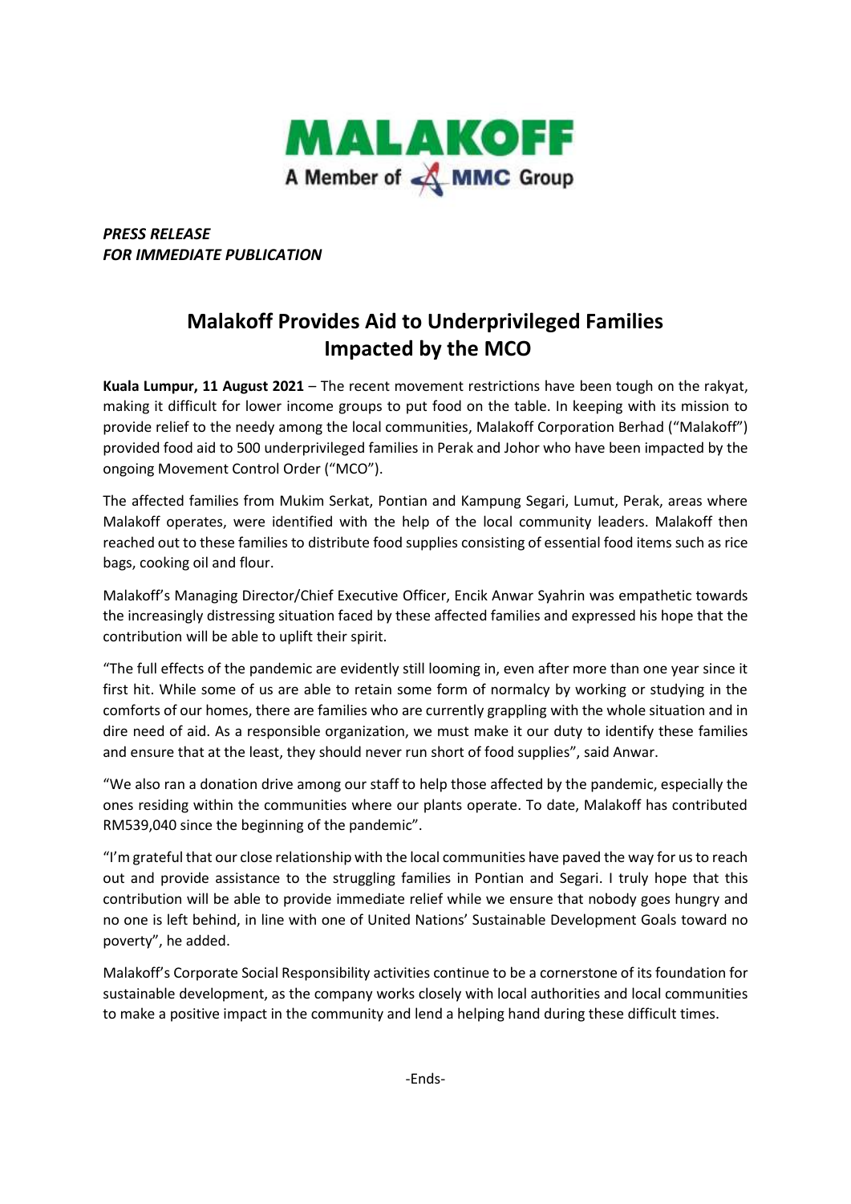MALAKOFF

A Member of MMC Group

*PRESS RELEASE*
*FOR IMMEDIATE PUBLICATION*

# Malakoff Provides Aid to Underprivileged Families Impacted by the MCO

**Kuala Lumpur, 11 August 2021** – The recent movement restrictions have been tough on the rakyat, making it difficult for lower income groups to put food on the table. In keeping with its mission to provide relief to the needy among the local communities, Malakoff Corporation Berhad ("Malakoff") provided food aid to 500 underprivileged families in Perak and Johor who have been impacted by the ongoing Movement Control Order ("MCO").

The affected families from Mukim Serkat, Pontian and Kampung Segari, Lumut, Perak, areas where Malakoff operates, were identified with the help of the local community leaders. Malakoff then reached out to these families to distribute food supplies consisting of essential food items such as rice bags, cooking oil and flour.

Malakoff's Managing Director/Chief Executive Officer, Encik Anwar Syahrin was empathetic towards the increasingly distressing situation faced by these affected families and expressed his hope that the contribution will be able to uplift their spirit.

"The full effects of the pandemic are evidently still looming in, even after more than one year since it first hit. While some of us are able to retain some form of normalcy by working or studying in the comforts of our homes, there are families who are currently grappling with the whole situation and in dire need of aid. As a responsible organization, we must make it our duty to identify these families and ensure that at the least, they should never run short of food supplies", said Anwar.

"We also ran a donation drive among our staff to help those affected by the pandemic, especially the ones residing within the communities where our plants operate. To date, Malakoff has contributed RM539,040 since the beginning of the pandemic".

"I'm grateful that our close relationship with the local communities have paved the way for us to reach out and provide assistance to the struggling families in Pontian and Segari. I truly hope that this contribution will be able to provide immediate relief while we ensure that nobody goes hungry and no one is left behind, in line with one of United Nations' Sustainable Development Goals toward no poverty", he added.

Malakoff's Corporate Social Responsibility activities continue to be a cornerstone of its foundation for sustainable development, as the company works closely with local authorities and local communities to make a positive impact in the community and lend a helping hand during these difficult times.

-Ends-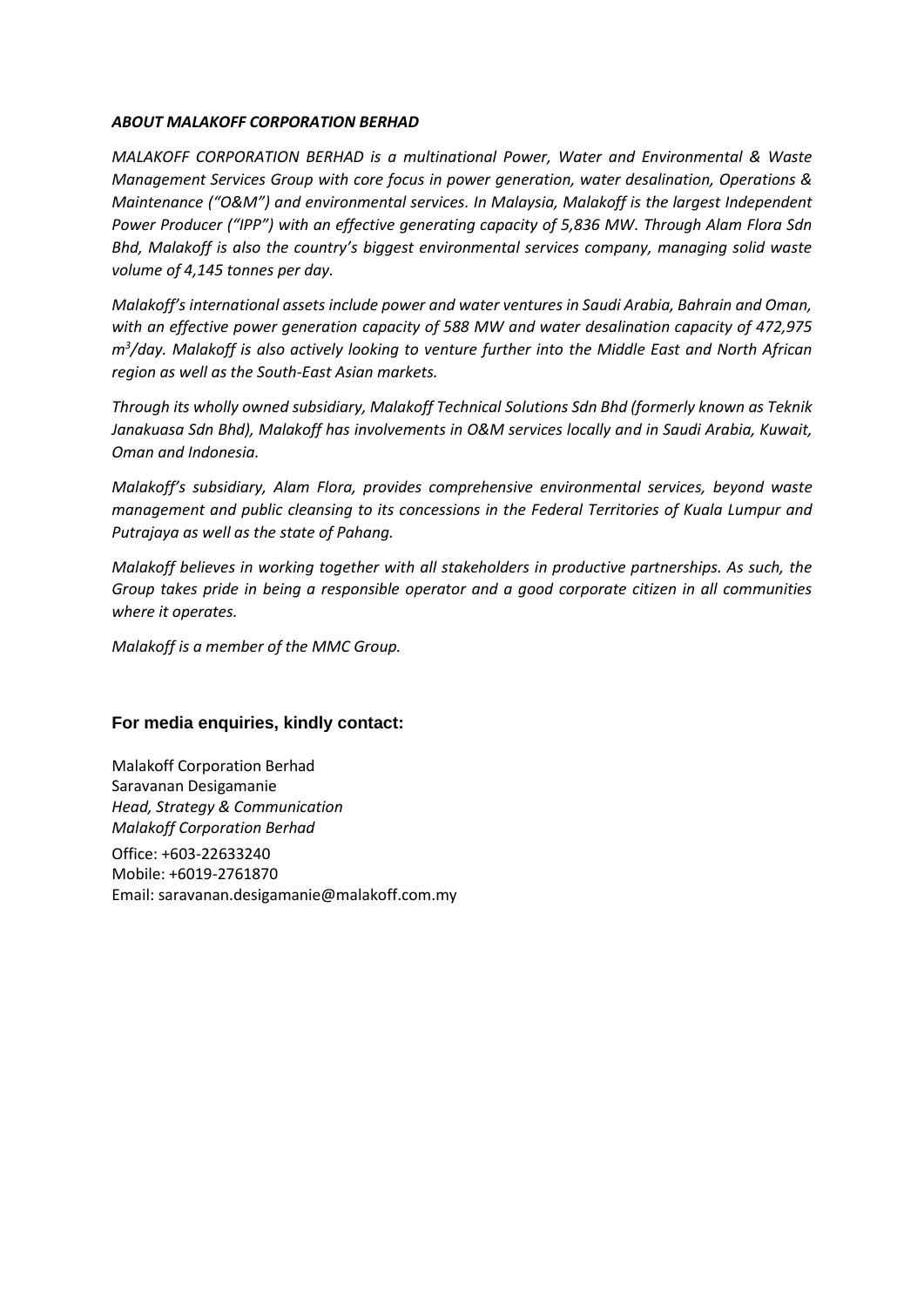***ABOUT MALAKOFF CORPORATION BERHAD***

*MALAKOFF CORPORATION BERHAD is a multinational Power, Water and Environmental & Waste Management Services Group with core focus in power generation, water desalination, Operations & Maintenance ("O&M") and environmental services. In Malaysia, Malakoff is the largest Independent Power Producer ("IPP") with an effective generating capacity of 5,836 MW. Through Alam Flora Sdn Bhd, Malakoff is also the country's biggest environmental services company, managing solid waste volume of 4,145 tonnes per day.*

*Malakoff's international assets include power and water ventures in Saudi Arabia, Bahrain and Oman, with an effective power generation capacity of 588 MW and water desalination capacity of 472,975 $m^3$/day. Malakoff is also actively looking to venture further into the Middle East and North African region as well as the South-East Asian markets.*

*Through its wholly owned subsidiary, Malakoff Technical Solutions Sdn Bhd (formerly known as Teknik Janakuasa Sdn Bhd), Malakoff has involvements in O&M services locally and in Saudi Arabia, Kuwait, Oman and Indonesia.*

*Malakoff's subsidiary, Alam Flora, provides comprehensive environmental services, beyond waste management and public cleansing to its concessions in the Federal Territories of Kuala Lumpur and Putrajaya as well as the state of Pahang.*

*Malakoff believes in working together with all stakeholders in productive partnerships. As such, the Group takes pride in being a responsible operator and a good corporate citizen in all communities where it operates.*

*Malakoff is a member of the MMC Group.*

**For media enquiries, kindly contact:**

Malakoff Corporation Berhad
Saravanan Desigamanie
*Head, Strategy & Communication*
*Malakoff Corporation Berhad*
Office: +603-22633240
Mobile: +6019-2761870
Email: saravanan.desigamanie@malakoff.com.my